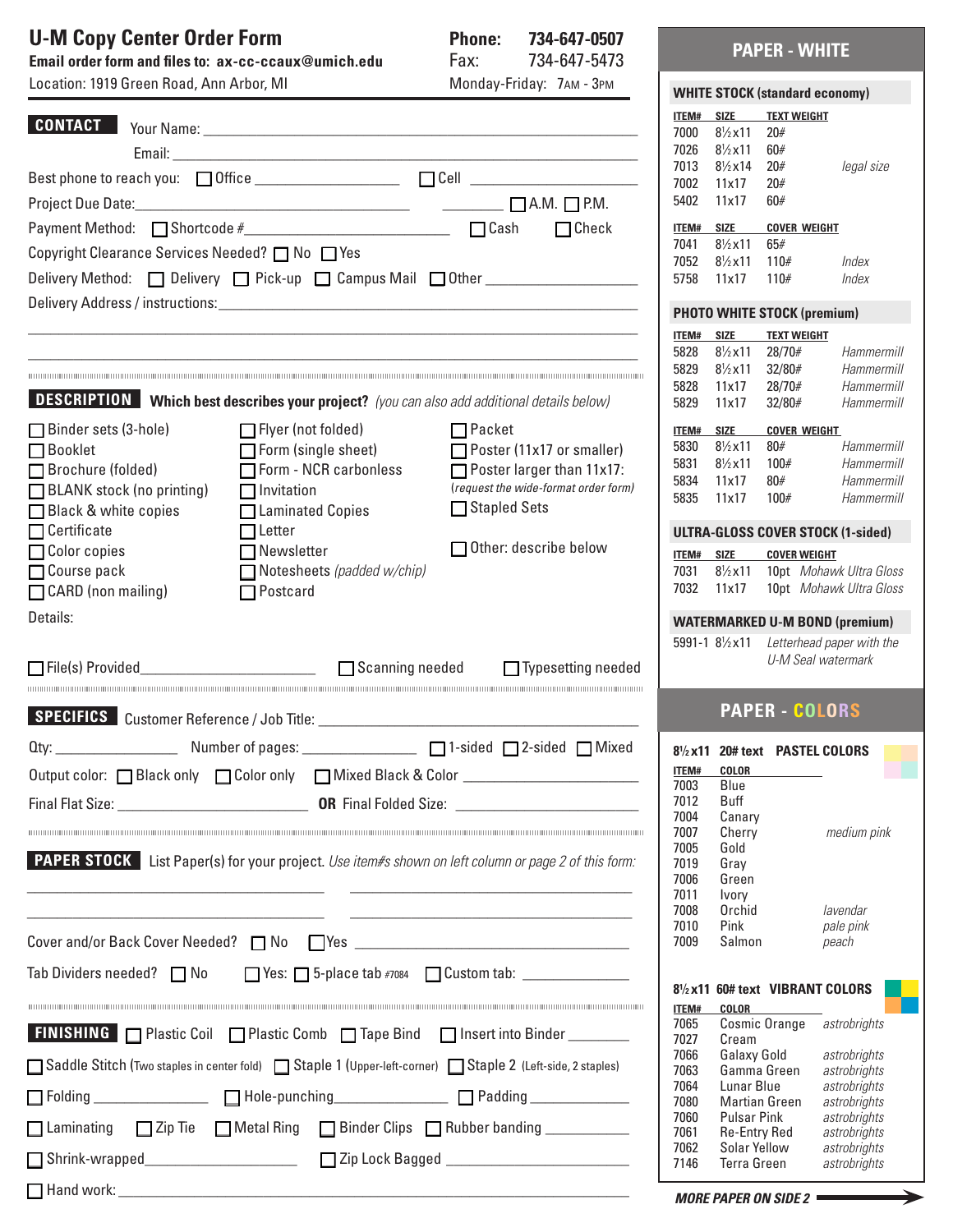# U-M Copy Center Order Form

**Email order form and files to: ax-cc-ccaux@umich.edu**
Location: 1919 Green Road, Ann Arbor, MI

**Phone:** 734-647-0507
Fax: 734-647-5473
Monday-Friday: 7AM - 3PM

## CONTACT

Your Name: ______________________________

Email: ______________________________

Best phone to reach you: ☐ Office __________ ☐ Cell __________

Project Due Date: __________ __________ ☐ A.M. ☐ P.M.

Payment Method: ☐ Shortcode # __________ ☐ Cash ☐ Check

Copyright Clearance Services Needed? ☐ No ☐ Yes

Delivery Method: ☐ Delivery ☐ Pick-up ☐ Campus Mail ☐ Other __________

Delivery Address / instructions: ______________________________

______________________________

______________________________

## DESCRIPTION

**Which best describes your project?** *(you can also add additional details below)*

- ☐ Binder sets (3-hole)
- ☐ Booklet
- ☐ Brochure (folded)
- ☐ BLANK stock (no printing)
- ☐ Black & white copies
- ☐ Certificate
- ☐ Color copies
- ☐ Course pack
- ☐ CARD (non mailing)
- ☐ Flyer (not folded)
- ☐ Form (single sheet)
- ☐ Form - NCR carbonless
- ☐ Invitation
- ☐ Laminated Copies
- ☐ Letter
- ☐ Newsletter
- ☐ Notesheets *(padded w/chip)*
- ☐ Postcard
- ☐ Packet
- ☐ Poster (11x17 or smaller)
- ☐ Poster larger than 11x17: *(request the wide-format order form)*
- ☐ Stapled Sets
- ☐ Other: describe below

Details:

☐ File(s) Provided __________ ☐ Scanning needed ☐ Typesetting needed

## SPECIFICS

Customer Reference / Job Title: ______________________________

Qty: __________ Number of pages: __________ ☐ 1-sided ☐ 2-sided ☐ Mixed

Output color: ☐ Black only ☐ Color only ☐ Mixed Black & Color __________

Final Flat Size: __________ **OR** Final Folded Size: __________

## PAPER STOCK

List Paper(s) for your project. *Use item#s shown on left column or page 2 of this form:*

__________ __________

__________ __________

Cover and/or Back Cover Needed? ☐ No ☐ Yes __________

Tab Dividers needed? ☐ No ☐ Yes: ☐ 5-place tab #7084 ☐ Custom tab: __________

## FINISHING

☐ Plastic Coil ☐ Plastic Comb ☐ Tape Bind ☐ Insert into Binder __________

☐ Saddle Stitch (Two staples in center fold) ☐ Staple 1 (Upper-left-corner) ☐ Staple 2 (Left-side, 2 staples)

☐ Folding __________ ☐ Hole-punching __________ ☐ Padding __________

☐ Laminating ☐ Zip Tie ☐ Metal Ring ☐ Binder Clips ☐ Rubber banding __________

☐ Shrink-wrapped __________ ☐ Zip Lock Bagged __________

☐ Hand work: ______________________________

## PAPER - WHITE

### WHITE STOCK (standard economy)

| ITEM# | SIZE | TEXT WEIGHT | |
|---|---|---|---|
| 7000 | 8½x11 | 20# | |
| 7026 | 8½x11 | 60# | |
| 7013 | 8½x14 | 20# | *legal size* |
| 7002 | 11x17 | 20# | |
| 5402 | 11x17 | 60# | |

| ITEM# | SIZE | COVER WEIGHT | |
|---|---|---|---|
| 7041 | 8½x11 | 65# | |
| 7052 | 8½x11 | 110# | *Index* |
| 5758 | 11x17 | 110# | *Index* |

### PHOTO WHITE STOCK (premium)

| ITEM# | SIZE | TEXT WEIGHT | |
|---|---|---|---|
| 5828 | 8½x11 | 28/70# | *Hammermill* |
| 5829 | 8½x11 | 32/80# | *Hammermill* |
| 5828 | 11x17 | 28/70# | *Hammermill* |
| 5829 | 11x17 | 32/80# | *Hammermill* |

| ITEM# | SIZE | COVER WEIGHT | |
|---|---|---|---|
| 5830 | 8½x11 | 80# | *Hammermill* |
| 5831 | 8½x11 | 100# | *Hammermill* |
| 5834 | 11x17 | 80# | *Hammermill* |
| 5835 | 11x17 | 100# | *Hammermill* |

### ULTRA-GLOSS COVER STOCK (1-sided)

| ITEM# | SIZE | COVER WEIGHT |
|---|---|---|
| 7031 | 8½x11 | 10pt *Mohawk Ultra Gloss* |
| 7032 | 11x17 | 10pt *Mohawk Ultra Gloss* |

### WATERMARKED U-M BOND (premium)

5991-1 8½x11 *Letterhead paper with the U-M Seal watermark*

## PAPER - COLORS

### 8½x11 20# text PASTEL COLORS

| ITEM# | COLOR | |
|---|---|---|
| 7003 | Blue | |
| 7012 | Buff | |
| 7004 | Canary | |
| 7007 | Cherry | *medium pink* |
| 7005 | Gold | |
| 7019 | Gray | |
| 7006 | Green | |
| 7011 | Ivory | |
| 7008 | Orchid | *lavendar* |
| 7010 | Pink | *pale pink* |
| 7009 | Salmon | *peach* |

### 8½x11 60# text VIBRANT COLORS

| ITEM# | COLOR | |
|---|---|---|
| 7065 | Cosmic Orange | *astrobrights* |
| 7027 | Cream | |
| 7066 | Galaxy Gold | *astrobrights* |
| 7063 | Gamma Green | *astrobrights* |
| 7064 | Lunar Blue | *astrobrights* |
| 7080 | Martian Green | *astrobrights* |
| 7060 | Pulsar Pink | *astrobrights* |
| 7061 | Re-Entry Red | *astrobrights* |
| 7062 | Solar Yellow | *astrobrights* |
| 7146 | Terra Green | *astrobrights* |

***MORE PAPER ON SIDE 2***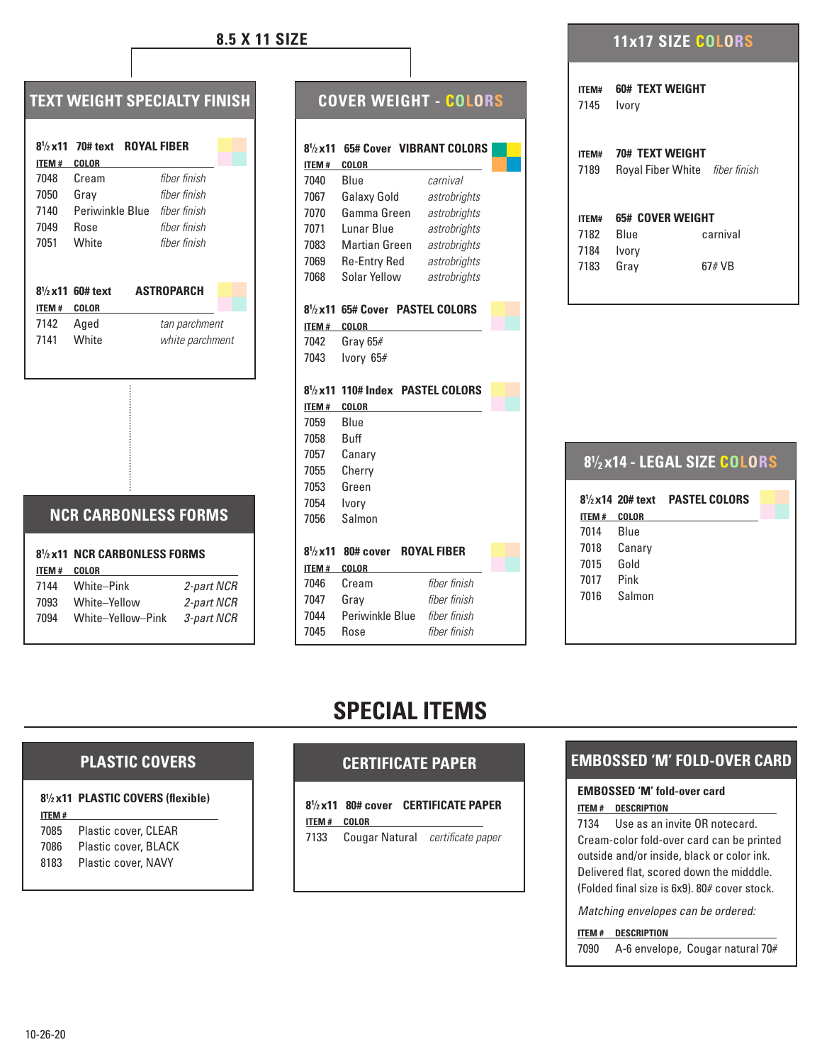# 8.5 X 11 SIZE

## TEXT WEIGHT SPECIALTY FINISH

**8½x11 70# text ROYAL FIBER**

| ITEM # | COLOR | |
|---|---|---|
| 7048 | Cream | *fiber finish* |
| 7050 | Gray | *fiber finish* |
| 7140 | Periwinkle Blue | *fiber finish* |
| 7049 | Rose | *fiber finish* |
| 7051 | White | *fiber finish* |

**8½x11 60# text ASTROPARCH**

| ITEM # | COLOR | |
|---|---|---|
| 7142 | Aged | *tan parchment* |
| 7141 | White | *white parchment* |

## NCR CARBONLESS FORMS

**8½x11 NCR CARBONLESS FORMS**

| ITEM # | COLOR | |
|---|---|---|
| 7144 | White–Pink | *2-part NCR* |
| 7093 | White–Yellow | *2-part NCR* |
| 7094 | White–Yellow–Pink | *3-part NCR* |

## COVER WEIGHT - COLORS

**8½x11 65# Cover VIBRANT COLORS**

| ITEM # | COLOR | |
|---|---|---|
| 7040 | Blue | *carnival* |
| 7067 | Galaxy Gold | *astrobrights* |
| 7070 | Gamma Green | *astrobrights* |
| 7071 | Lunar Blue | *astrobrights* |
| 7083 | Martian Green | *astrobrights* |
| 7069 | Re-Entry Red | *astrobrights* |
| 7068 | Solar Yellow | *astrobrights* |

**8½x11 65# Cover PASTEL COLORS**

| ITEM # | COLOR |
|---|---|
| 7042 | Gray 65# |
| 7043 | Ivory 65# |

**8½x11 110# Index PASTEL COLORS**

| ITEM # | COLOR |
|---|---|
| 7059 | Blue |
| 7058 | Buff |
| 7057 | Canary |
| 7055 | Cherry |
| 7053 | Green |
| 7054 | Ivory |
| 7056 | Salmon |

**8½x11 80# cover ROYAL FIBER**

| ITEM # | COLOR | |
|---|---|---|
| 7046 | Cream | *fiber finish* |
| 7047 | Gray | *fiber finish* |
| 7044 | Periwinkle Blue | *fiber finish* |
| 7045 | Rose | *fiber finish* |

## 11x17 SIZE COLORS

| ITEM# | 60# TEXT WEIGHT | |
|---|---|---|
| 7145 | Ivory | |

| ITEM# | 70# TEXT WEIGHT | |
|---|---|---|
| 7189 | Royal Fiber White | *fiber finish* |

| ITEM# | 65# COVER WEIGHT | |
|---|---|---|
| 7182 | Blue | carnival |
| 7184 | Ivory | |
| 7183 | Gray | 67# VB |

## 8½x14 - LEGAL SIZE COLORS

**8½x14 20# text PASTEL COLORS**

| ITEM # | COLOR |
|---|---|
| 7014 | Blue |
| 7018 | Canary |
| 7015 | Gold |
| 7017 | Pink |
| 7016 | Salmon |

# SPECIAL ITEMS

## PLASTIC COVERS

**8½x11 PLASTIC COVERS (flexible)**

| ITEM # | |
|---|---|
| 7085 | Plastic cover, CLEAR |
| 7086 | Plastic cover, BLACK |
| 8183 | Plastic cover, NAVY |

## CERTIFICATE PAPER

**8½x11 80# cover CERTIFICATE PAPER**

| ITEM # | COLOR | |
|---|---|---|
| 7133 | Cougar Natural | *certificate paper* |

## EMBOSSED 'M' FOLD-OVER CARD

**EMBOSSED 'M' fold-over card**

| ITEM # | DESCRIPTION |
|---|---|
| 7134 | Use as an invite OR notecard. |

Cream-color fold-over card can be printed outside and/or inside, black or color ink. Delivered flat, scored down the midddle. (Folded final size is 6x9). 80# cover stock.

*Matching envelopes can be ordered:*

| ITEM # | DESCRIPTION |
|---|---|
| 7090 | A-6 envelope, Cougar natural 70# |

10-26-20